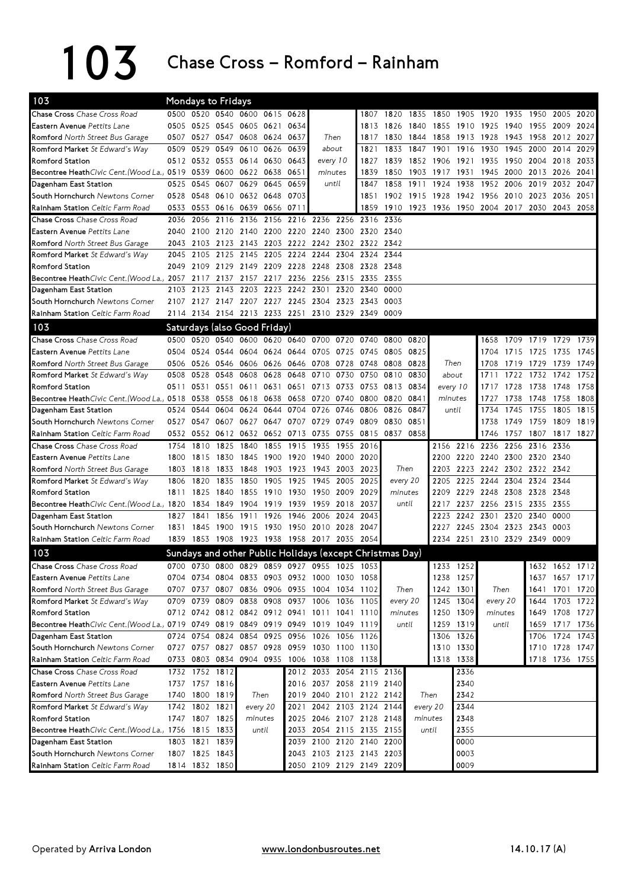# 103 Chase Cross – Romford – Rainham

## 103 Mondays to Fridays

| Stop | | | | | | | | | | | | | | | | | | |
|---|---|---|---|---|---|---|---|---|---|---|---|---|---|---|---|---|---|---|
| Chase Cross *Chase Cross Road* | 0500 | 0520 | 0540 | 0600 | 0615 | 0628 | | 1807 | 1820 | 1835 | 1850 | 1905 | 1920 | 1935 | 1950 | 2005 | 2020 |
| Eastern Avenue *Pettits Lane* | 0505 | 0525 | 0545 | 0605 | 0621 | 0634 | Then | 1813 | 1826 | 1840 | 1855 | 1910 | 1925 | 1940 | 1955 | 2009 | 2024 |
| Romford *North Street Bus Garage* | 0507 | 0527 | 0547 | 0608 | 0624 | 0637 | about | 1817 | 1830 | 1844 | 1858 | 1913 | 1928 | 1943 | 1958 | 2012 | 2027 |
| Romford Market *St Edward's Way* | 0509 | 0529 | 0549 | 0610 | 0626 | 0639 | every 10 | 1821 | 1833 | 1847 | 1901 | 1916 | 1930 | 1945 | 2000 | 2014 | 2029 |
| Romford Station | 0512 | 0532 | 0553 | 0614 | 0630 | 0643 | minutes | 1827 | 1839 | 1852 | 1906 | 1921 | 1935 | 1950 | 2004 | 2018 | 2033 |
| Becontree Heath *Civic Cent.(Wood La.)* | 0519 | 0539 | 0600 | 0622 | 0638 | 0651 | until | 1839 | 1850 | 1903 | 1917 | 1931 | 1945 | 2000 | 2013 | 2026 | 2041 |
| Dagenham East Station | 0525 | 0545 | 0607 | 0629 | 0645 | 0659 | | 1847 | 1858 | 1911 | 1924 | 1938 | 1952 | 2006 | 2019 | 2032 | 2047 |
| South Hornchurch *Newtons Corner* | 0528 | 0548 | 0610 | 0632 | 0648 | 0703 | | 1851 | 1902 | 1915 | 1928 | 1942 | 1956 | 2010 | 2023 | 2036 | 2051 |
| Rainham Station *Celtic Farm Road* | 0533 | 0553 | 0616 | 0639 | 0656 | 0711 | | 1859 | 1910 | 1923 | 1936 | 1950 | 2004 | 2017 | 2030 | 2043 | 2058 |

| Stop | | | | | | | | | | |
|---|---|---|---|---|---|---|---|---|---|---|
| Chase Cross *Chase Cross Road* | 2036 | 2056 | 2116 | 2136 | 2156 | 2216 | 2236 | 2256 | 2316 | 2336 |
| Eastern Avenue *Pettits Lane* | 2040 | 2100 | 2120 | 2140 | 2200 | 2220 | 2240 | 2300 | 2320 | 2340 |
| Romford *North Street Bus Garage* | 2043 | 2103 | 2123 | 2143 | 2203 | 2222 | 2242 | 2302 | 2322 | 2342 |
| Romford Market *St Edward's Way* | 2045 | 2105 | 2125 | 2145 | 2205 | 2224 | 2244 | 2304 | 2324 | 2344 |
| Romford Station | 2049 | 2109 | 2129 | 2149 | 2209 | 2228 | 2248 | 2308 | 2328 | 2348 |
| Becontree Heath *Civic Cent.(Wood La.)* | 2057 | 2117 | 2137 | 2157 | 2217 | 2236 | 2256 | 2315 | 2335 | 2355 |
| Dagenham East Station | 2103 | 2123 | 2143 | 2203 | 2223 | 2242 | 2301 | 2320 | 2340 | 0000 |
| South Hornchurch *Newtons Corner* | 2107 | 2127 | 2147 | 2207 | 2227 | 2245 | 2304 | 2323 | 2343 | 0003 |
| Rainham Station *Celtic Farm Road* | 2114 | 2134 | 2154 | 2213 | 2233 | 2251 | 2310 | 2329 | 2349 | 0009 |

## 103 Saturdays (also Good Friday)

| Stop | | | | | | | | | | | | | | | | | |
|---|---|---|---|---|---|---|---|---|---|---|---|---|---|---|---|---|---|
| Chase Cross *Chase Cross Road* | 0500 | 0520 | 0540 | 0600 | 0620 | 0640 | 0700 | 0720 | 0740 | 0800 | 0820 | | 1658 | 1709 | 1719 | 1729 | 1739 |
| Eastern Avenue *Pettits Lane* | 0504 | 0524 | 0544 | 0604 | 0624 | 0644 | 0705 | 0725 | 0745 | 0805 | 0825 | Then | 1704 | 1715 | 1725 | 1735 | 1745 |
| Romford *North Street Bus Garage* | 0506 | 0526 | 0546 | 0606 | 0626 | 0646 | 0708 | 0728 | 0748 | 0808 | 0828 | about | 1708 | 1719 | 1729 | 1739 | 1749 |
| Romford Market *St Edward's Way* | 0508 | 0528 | 0548 | 0608 | 0628 | 0648 | 0710 | 0730 | 0750 | 0810 | 0830 | every 10 | 1711 | 1722 | 1732 | 1742 | 1752 |
| Romford Station | 0511 | 0531 | 0551 | 0611 | 0631 | 0651 | 0713 | 0733 | 0753 | 0813 | 0834 | minutes | 1717 | 1728 | 1738 | 1748 | 1758 |
| Becontree Heath *Civic Cent.(Wood La.)* | 0518 | 0538 | 0558 | 0618 | 0638 | 0658 | 0720 | 0740 | 0800 | 0820 | 0841 | until | 1727 | 1738 | 1748 | 1758 | 1808 |
| Dagenham East Station | 0524 | 0544 | 0604 | 0624 | 0644 | 0704 | 0726 | 0746 | 0806 | 0826 | 0847 | | 1734 | 1745 | 1755 | 1805 | 1815 |
| South Hornchurch *Newtons Corner* | 0527 | 0547 | 0607 | 0627 | 0647 | 0707 | 0729 | 0749 | 0809 | 0830 | 0851 | | 1738 | 1749 | 1759 | 1809 | 1819 |
| Rainham Station *Celtic Farm Road* | 0532 | 0552 | 0612 | 0632 | 0652 | 0713 | 0735 | 0755 | 0815 | 0837 | 0858 | | 1746 | 1757 | 1807 | 1817 | 1827 |

| Stop | | | | | | | | | | | | | | | | |
|---|---|---|---|---|---|---|---|---|---|---|---|---|---|---|---|---|
| Chase Cross *Chase Cross Road* | 1754 | 1810 | 1825 | 1840 | 1855 | 1915 | 1935 | 1955 | 2016 | | 2156 | 2216 | 2236 | 2256 | 2316 | 2336 |
| Eastern Avenue *Pettits Lane* | 1800 | 1815 | 1830 | 1845 | 1900 | 1920 | 1940 | 2000 | 2020 | Then | 2200 | 2220 | 2240 | 2300 | 2320 | 2340 |
| Romford *North Street Bus Garage* | 1803 | 1818 | 1833 | 1848 | 1903 | 1923 | 1943 | 2003 | 2023 | every 20 | 2203 | 2223 | 2242 | 2302 | 2322 | 2342 |
| Romford Market *St Edward's Way* | 1806 | 1820 | 1835 | 1850 | 1905 | 1925 | 1945 | 2005 | 2025 | minutes | 2205 | 2225 | 2244 | 2304 | 2324 | 2344 |
| Romford Station | 1811 | 1825 | 1840 | 1855 | 1910 | 1930 | 1950 | 2009 | 2029 | until | 2209 | 2229 | 2248 | 2308 | 2328 | 2348 |
| Becontree Heath *Civic Cent.(Wood La.)* | 1820 | 1834 | 1849 | 1904 | 1919 | 1939 | 1959 | 2018 | 2037 | | 2217 | 2237 | 2256 | 2315 | 2335 | 2355 |
| Dagenham East Station | 1827 | 1841 | 1856 | 1911 | 1926 | 1946 | 2006 | 2024 | 2043 | | 2223 | 2242 | 2301 | 2320 | 2340 | 0000 |
| South Hornchurch *Newtons Corner* | 1831 | 1845 | 1900 | 1915 | 1930 | 1950 | 2010 | 2028 | 2047 | | 2227 | 2245 | 2304 | 2323 | 2343 | 0003 |
| Rainham Station *Celtic Farm Road* | 1839 | 1853 | 1908 | 1923 | 1938 | 1958 | 2017 | 2035 | 2054 | | 2234 | 2251 | 2310 | 2329 | 2349 | 0009 |

## 103 Sundays and other Public Holidays (except Christmas Day)

| Stop | | | | | | | | | | | | | | | | | |
|---|---|---|---|---|---|---|---|---|---|---|---|---|---|---|---|---|---|
| Chase Cross *Chase Cross Road* | 0700 | 0730 | 0800 | 0829 | 0859 | 0927 | 0955 | 1025 | 1053 | | 1233 | 1252 | | 1632 | 1652 | 1712 |
| Eastern Avenue *Pettits Lane* | 0704 | 0734 | 0804 | 0833 | 0903 | 0932 | 1000 | 1030 | 1058 | Then | 1238 | 1257 | Then | 1637 | 1657 | 1717 |
| Romford *North Street Bus Garage* | 0707 | 0737 | 0807 | 0836 | 0906 | 0935 | 1004 | 1034 | 1102 | every 20 | 1242 | 1301 | every 20 | 1641 | 1701 | 1720 |
| Romford Market *St Edward's Way* | 0709 | 0739 | 0809 | 0838 | 0908 | 0937 | 1006 | 1036 | 1105 | minutes | 1245 | 1304 | minutes | 1644 | 1703 | 1722 |
| Romford Station | 0712 | 0742 | 0812 | 0842 | 0912 | 0941 | 1011 | 1041 | 1110 | until | 1250 | 1309 | until | 1649 | 1708 | 1727 |
| Becontree Heath *Civic Cent.(Wood La.)* | 0719 | 0749 | 0819 | 0849 | 0919 | 0949 | 1019 | 1049 | 1119 | | 1259 | 1319 | | 1659 | 1717 | 1736 |
| Dagenham East Station | 0724 | 0754 | 0824 | 0854 | 0925 | 0956 | 1026 | 1056 | 1126 | | 1306 | 1326 | | 1706 | 1724 | 1743 |
| South Hornchurch *Newtons Corner* | 0727 | 0757 | 0827 | 0857 | 0928 | 0959 | 1030 | 1100 | 1130 | | 1310 | 1330 | | 1710 | 1728 | 1747 |
| Rainham Station *Celtic Farm Road* | 0733 | 0803 | 0834 | 0904 | 0935 | 1006 | 1038 | 1108 | 1138 | | 1318 | 1338 | | 1718 | 1736 | 1755 |

| Stop | | | | | | | | | | | |
|---|---|---|---|---|---|---|---|---|---|---|---|
| Chase Cross *Chase Cross Road* | 1732 | 1752 | 1812 | | 2012 | 2033 | 2054 | 2115 | 2136 | | 2336 |
| Eastern Avenue *Pettits Lane* | 1737 | 1757 | 1816 | Then | 2016 | 2037 | 2058 | 2119 | 2140 | Then | 2340 |
| Romford *North Street Bus Garage* | 1740 | 1800 | 1819 | every 20 | 2019 | 2040 | 2101 | 2122 | 2142 | every 20 | 2342 |
| Romford Market *St Edward's Way* | 1742 | 1802 | 1821 | minutes | 2021 | 2042 | 2103 | 2124 | 2144 | minutes | 2344 |
| Romford Station | 1747 | 1807 | 1825 | until | 2025 | 2046 | 2107 | 2128 | 2148 | until | 2348 |
| Becontree Heath *Civic Cent.(Wood La.)* | 1756 | 1815 | 1833 | | 2033 | 2054 | 2115 | 2135 | 2155 | | 2355 |
| Dagenham East Station | 1803 | 1821 | 1839 | | 2039 | 2100 | 2120 | 2140 | 2200 | | 0000 |
| South Hornchurch *Newtons Corner* | 1807 | 1825 | 1843 | | 2043 | 2103 | 2123 | 2143 | 2203 | | 0003 |
| Rainham Station *Celtic Farm Road* | 1814 | 1832 | 1850 | | 2050 | 2109 | 2129 | 2149 | 2209 | | 0009 |

Operated by **Arriva London** www.londonbusroutes.net 14.10.17 (A)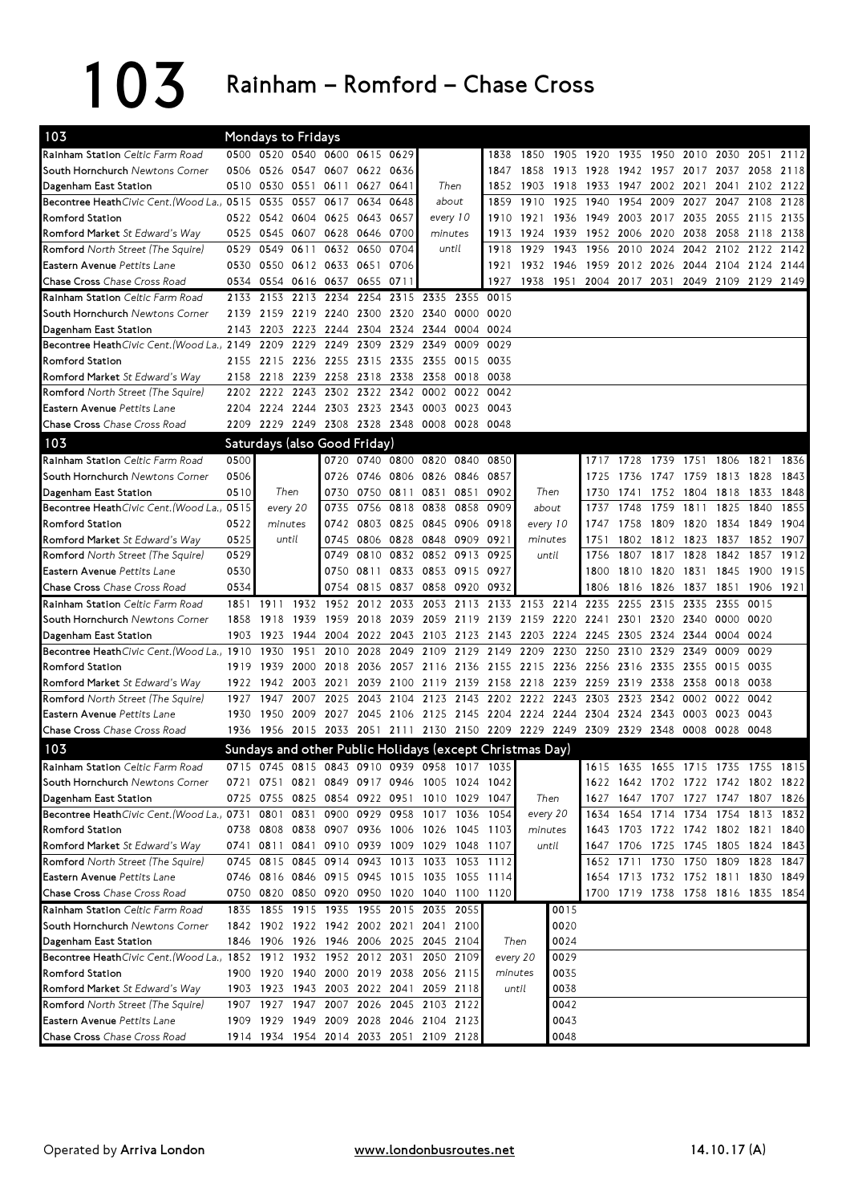# 103 Rainham – Romford – Chase Cross

## Mondays to Fridays

| 103 | | | | | | | | | | | | | | | | | | |
|---|---|---|---|---|---|---|---|---|---|---|---|---|---|---|---|---|---|---|
| Rainham Station *Celtic Farm Road* | 0500 | 0520 | 0540 | 0600 | 0615 | 0629 | | | 1838 | 1850 | 1905 | 1920 | 1935 | 1950 | 2010 | 2030 | 2051 | 2112 |
| South Hornchurch *Newtons Corner* | 0506 | 0526 | 0547 | 0607 | 0622 | 0636 | | | 1847 | 1858 | 1913 | 1928 | 1942 | 1957 | 2017 | 2037 | 2058 | 2118 |
| Dagenham East Station | 0510 | 0530 | 0551 | 0611 | 0627 | 0641 | Then | | 1852 | 1903 | 1918 | 1933 | 1947 | 2002 | 2021 | 2041 | 2102 | 2122 |
| Becontree Heath *Civic Cent.(Wood La.)* | 0515 | 0535 | 0557 | 0617 | 0634 | 0648 | about | | 1859 | 1910 | 1925 | 1940 | 1954 | 2009 | 2027 | 2047 | 2108 | 2128 |
| Romford Station | 0522 | 0542 | 0604 | 0625 | 0643 | 0657 | every 10 | | 1910 | 1921 | 1936 | 1949 | 2003 | 2017 | 2035 | 2055 | 2115 | 2135 |
| Romford Market *St Edward's Way* | 0525 | 0545 | 0607 | 0628 | 0646 | 0700 | minutes | | 1913 | 1924 | 1939 | 1952 | 2006 | 2020 | 2038 | 2058 | 2118 | 2138 |
| Romford *North Street (The Squire)* | 0529 | 0549 | 0611 | 0632 | 0650 | 0704 | until | | 1918 | 1929 | 1943 | 1956 | 2010 | 2024 | 2042 | 2102 | 2122 | 2142 |
| Eastern Avenue *Pettits Lane* | 0530 | 0550 | 0612 | 0633 | 0651 | 0706 | | | 1921 | 1932 | 1946 | 1959 | 2012 | 2026 | 2044 | 2104 | 2124 | 2144 |
| Chase Cross *Chase Cross Road* | 0534 | 0554 | 0616 | 0637 | 0655 | 0711 | | | 1927 | 1938 | 1951 | 2004 | 2017 | 2031 | 2049 | 2109 | 2129 | 2149 |
| Rainham Station *Celtic Farm Road* | 2133 | 2153 | 2213 | 2234 | 2254 | 2315 | 2335 | 2355 | 0015 | | | | | | | | | |
| South Hornchurch *Newtons Corner* | 2139 | 2159 | 2219 | 2240 | 2300 | 2320 | 2340 | 0000 | 0020 | | | | | | | | | |
| Dagenham East Station | 2143 | 2203 | 2223 | 2244 | 2304 | 2324 | 2344 | 0004 | 0024 | | | | | | | | | |
| Becontree Heath *Civic Cent.(Wood La.)* | 2149 | 2209 | 2229 | 2249 | 2309 | 2329 | 2349 | 0009 | 0029 | | | | | | | | | |
| Romford Station | 2155 | 2215 | 2236 | 2255 | 2315 | 2335 | 2355 | 0015 | 0035 | | | | | | | | | |
| Romford Market *St Edward's Way* | 2158 | 2218 | 2239 | 2258 | 2318 | 2338 | 2358 | 0018 | 0038 | | | | | | | | | |
| Romford *North Street (The Squire)* | 2202 | 2222 | 2243 | 2302 | 2322 | 2342 | 0002 | 0022 | 0042 | | | | | | | | | |
| Eastern Avenue *Pettits Lane* | 2204 | 2224 | 2244 | 2303 | 2323 | 2343 | 0003 | 0023 | 0043 | | | | | | | | | |
| Chase Cross *Chase Cross Road* | 2209 | 2229 | 2249 | 2308 | 2328 | 2348 | 0008 | 0028 | 0048 | | | | | | | | | |

## Saturdays (also Good Friday)

| 103 | | | | | | | | | | | | | | | | | | |
|---|---|---|---|---|---|---|---|---|---|---|---|---|---|---|---|---|---|---|
| Rainham Station *Celtic Farm Road* | 0500 | | | 0720 | 0740 | 0800 | 0820 | 0840 | 0850 | | | 1717 | 1728 | 1739 | 1751 | 1806 | 1821 | 1836 |
| South Hornchurch *Newtons Corner* | 0506 | | | 0726 | 0746 | 0806 | 0826 | 0846 | 0857 | | | 1725 | 1736 | 1747 | 1759 | 1813 | 1828 | 1843 |
| Dagenham East Station | 0510 | Then | | 0730 | 0750 | 0811 | 0831 | 0851 | 0902 | Then | | 1730 | 1741 | 1752 | 1804 | 1818 | 1833 | 1848 |
| Becontree Heath *Civic Cent.(Wood La.)* | 0515 | every 20 | | 0735 | 0756 | 0818 | 0838 | 0858 | 0909 | about | | 1737 | 1748 | 1759 | 1811 | 1825 | 1840 | 1855 |
| Romford Station | 0522 | minutes | | 0742 | 0803 | 0825 | 0845 | 0906 | 0918 | every 10 | | 1747 | 1758 | 1809 | 1820 | 1834 | 1849 | 1904 |
| Romford Market *St Edward's Way* | 0525 | until | | 0745 | 0806 | 0828 | 0848 | 0909 | 0921 | minutes | | 1751 | 1802 | 1812 | 1823 | 1837 | 1852 | 1907 |
| Romford *North Street (The Squire)* | 0529 | | | 0749 | 0810 | 0832 | 0852 | 0913 | 0925 | until | | 1756 | 1807 | 1817 | 1828 | 1842 | 1857 | 1912 |
| Eastern Avenue *Pettits Lane* | 0530 | | | 0750 | 0811 | 0833 | 0853 | 0915 | 0927 | | | 1800 | 1810 | 1820 | 1831 | 1845 | 1900 | 1915 |
| Chase Cross *Chase Cross Road* | 0534 | | | 0754 | 0815 | 0837 | 0858 | 0920 | 0932 | | | 1806 | 1816 | 1826 | 1837 | 1851 | 1906 | 1921 |
| Rainham Station *Celtic Farm Road* | 1851 | 1911 | 1932 | 1952 | 2012 | 2033 | 2053 | 2113 | 2133 | 2153 | 2214 | 2235 | 2255 | 2315 | 2335 | 2355 | 0015 | |
| South Hornchurch *Newtons Corner* | 1858 | 1918 | 1939 | 1959 | 2018 | 2039 | 2059 | 2119 | 2139 | 2159 | 2220 | 2241 | 2301 | 2320 | 2340 | 0000 | 0020 | |
| Dagenham East Station | 1903 | 1923 | 1944 | 2004 | 2022 | 2043 | 2103 | 2123 | 2143 | 2203 | 2224 | 2245 | 2305 | 2324 | 2344 | 0004 | 0024 | |
| Becontree Heath *Civic Cent.(Wood La.)* | 1910 | 1930 | 1951 | 2010 | 2028 | 2049 | 2109 | 2129 | 2149 | 2209 | 2230 | 2250 | 2310 | 2329 | 2349 | 0009 | 0029 | |
| Romford Station | 1919 | 1939 | 2000 | 2018 | 2036 | 2057 | 2116 | 2136 | 2155 | 2215 | 2236 | 2256 | 2316 | 2335 | 2355 | 0015 | 0035 | |
| Romford Market *St Edward's Way* | 1922 | 1942 | 2003 | 2021 | 2039 | 2100 | 2119 | 2139 | 2158 | 2218 | 2239 | 2259 | 2319 | 2338 | 2358 | 0018 | 0038 | |
| Romford *North Street (The Squire)* | 1927 | 1947 | 2007 | 2025 | 2043 | 2104 | 2123 | 2143 | 2202 | 2222 | 2243 | 2303 | 2323 | 2342 | 0002 | 0022 | 0042 | |
| Eastern Avenue *Pettits Lane* | 1930 | 1950 | 2009 | 2027 | 2045 | 2106 | 2125 | 2145 | 2204 | 2224 | 2244 | 2304 | 2324 | 2343 | 0003 | 0023 | 0043 | |
| Chase Cross *Chase Cross Road* | 1936 | 1956 | 2015 | 2033 | 2051 | 2111 | 2130 | 2150 | 2209 | 2229 | 2249 | 2309 | 2329 | 2348 | 0008 | 0028 | 0048 | |

## Sundays and other Public Holidays (except Christmas Day)

| 103 | | | | | | | | | | | | | | | | | | |
|---|---|---|---|---|---|---|---|---|---|---|---|---|---|---|---|---|---|---|
| Rainham Station *Celtic Farm Road* | 0715 | 0745 | 0815 | 0843 | 0910 | 0939 | 0958 | 1017 | 1035 | | | 1615 | 1635 | 1655 | 1715 | 1735 | 1755 | 1815 |
| South Hornchurch *Newtons Corner* | 0721 | 0751 | 0821 | 0849 | 0917 | 0946 | 1005 | 1024 | 1042 | | | 1622 | 1642 | 1702 | 1722 | 1742 | 1802 | 1822 |
| Dagenham East Station | 0725 | 0755 | 0825 | 0854 | 0922 | 0951 | 1010 | 1029 | 1047 | Then | | 1627 | 1647 | 1707 | 1727 | 1747 | 1807 | 1826 |
| Becontree Heath *Civic Cent.(Wood La.)* | 0731 | 0801 | 0831 | 0900 | 0929 | 0958 | 1017 | 1036 | 1054 | every 20 | | 1634 | 1654 | 1714 | 1734 | 1754 | 1813 | 1832 |
| Romford Station | 0738 | 0808 | 0838 | 0907 | 0936 | 1006 | 1026 | 1045 | 1103 | minutes | | 1643 | 1703 | 1722 | 1742 | 1802 | 1821 | 1840 |
| Romford Market *St Edward's Way* | 0741 | 0811 | 0841 | 0910 | 0939 | 1009 | 1029 | 1048 | 1107 | until | | 1647 | 1706 | 1725 | 1745 | 1805 | 1824 | 1843 |
| Romford *North Street (The Squire)* | 0745 | 0815 | 0845 | 0914 | 0943 | 1013 | 1033 | 1053 | 1112 | | | 1652 | 1711 | 1730 | 1750 | 1809 | 1828 | 1847 |
| Eastern Avenue *Pettits Lane* | 0746 | 0816 | 0846 | 0915 | 0945 | 1015 | 1035 | 1055 | 1114 | | | 1654 | 1713 | 1732 | 1752 | 1811 | 1830 | 1849 |
| Chase Cross *Chase Cross Road* | 0750 | 0820 | 0850 | 0920 | 0950 | 1020 | 1040 | 1100 | 1120 | | | 1700 | 1719 | 1738 | 1758 | 1816 | 1835 | 1854 |
| Rainham Station *Celtic Farm Road* | 1835 | 1855 | 1915 | 1935 | 1955 | 2015 | 2035 | 2055 | | | 0015 | | | | | | | |
| South Hornchurch *Newtons Corner* | 1842 | 1902 | 1922 | 1942 | 2002 | 2021 | 2041 | 2100 | | | 0020 | | | | | | | |
| Dagenham East Station | 1846 | 1906 | 1926 | 1946 | 2006 | 2025 | 2045 | 2104 | Then | | 0024 | | | | | | | |
| Becontree Heath *Civic Cent.(Wood La.)* | 1852 | 1912 | 1932 | 1952 | 2012 | 2031 | 2050 | 2109 | every 20 | | 0029 | | | | | | | |
| Romford Station | 1900 | 1920 | 1940 | 2000 | 2019 | 2038 | 2056 | 2115 | minutes | | 0035 | | | | | | | |
| Romford Market *St Edward's Way* | 1903 | 1923 | 1943 | 2003 | 2022 | 2041 | 2059 | 2118 | until | | 0038 | | | | | | | |
| Romford *North Street (The Squire)* | 1907 | 1927 | 1947 | 2007 | 2026 | 2045 | 2103 | 2122 | | | 0042 | | | | | | | |
| Eastern Avenue *Pettits Lane* | 1909 | 1929 | 1949 | 2009 | 2028 | 2046 | 2104 | 2123 | | | 0043 | | | | | | | |
| Chase Cross *Chase Cross Road* | 1914 | 1934 | 1954 | 2014 | 2033 | 2051 | 2109 | 2128 | | | 0048 | | | | | | | |

Operated by **Arriva London** www.londonbusroutes.net 14.10.17 (A)